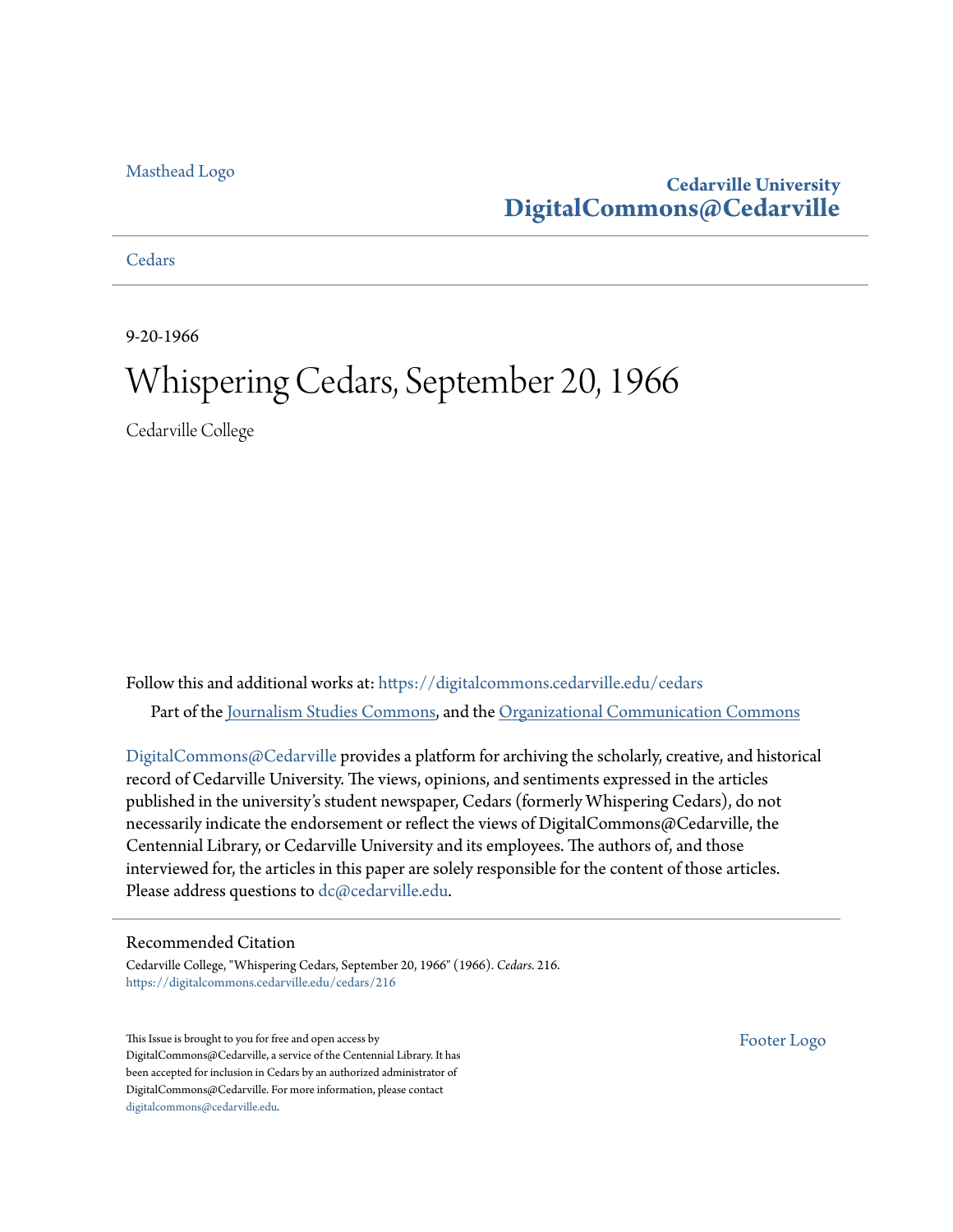Masthead Logo

**Cedarville University**
**DigitalCommons@Cedarville**

Cedars

9-20-1966

# Whispering Cedars, September 20, 1966

Cedarville College

Follow this and additional works at: https://digitalcommons.cedarville.edu/cedars

Part of the Journalism Studies Commons, and the Organizational Communication Commons

DigitalCommons@Cedarville provides a platform for archiving the scholarly, creative, and historical record of Cedarville University. The views, opinions, and sentiments expressed in the articles published in the university's student newspaper, Cedars (formerly Whispering Cedars), do not necessarily indicate the endorsement or reflect the views of DigitalCommons@Cedarville, the Centennial Library, or Cedarville University and its employees. The authors of, and those interviewed for, the articles in this paper are solely responsible for the content of those articles. Please address questions to dc@cedarville.edu.

## Recommended Citation

Cedarville College, "Whispering Cedars, September 20, 1966" (1966). *Cedars*. 216.
https://digitalcommons.cedarville.edu/cedars/216

This Issue is brought to you for free and open access by DigitalCommons@Cedarville, a service of the Centennial Library. It has been accepted for inclusion in Cedars by an authorized administrator of DigitalCommons@Cedarville. For more information, please contact digitalcommons@cedarville.edu.

Footer Logo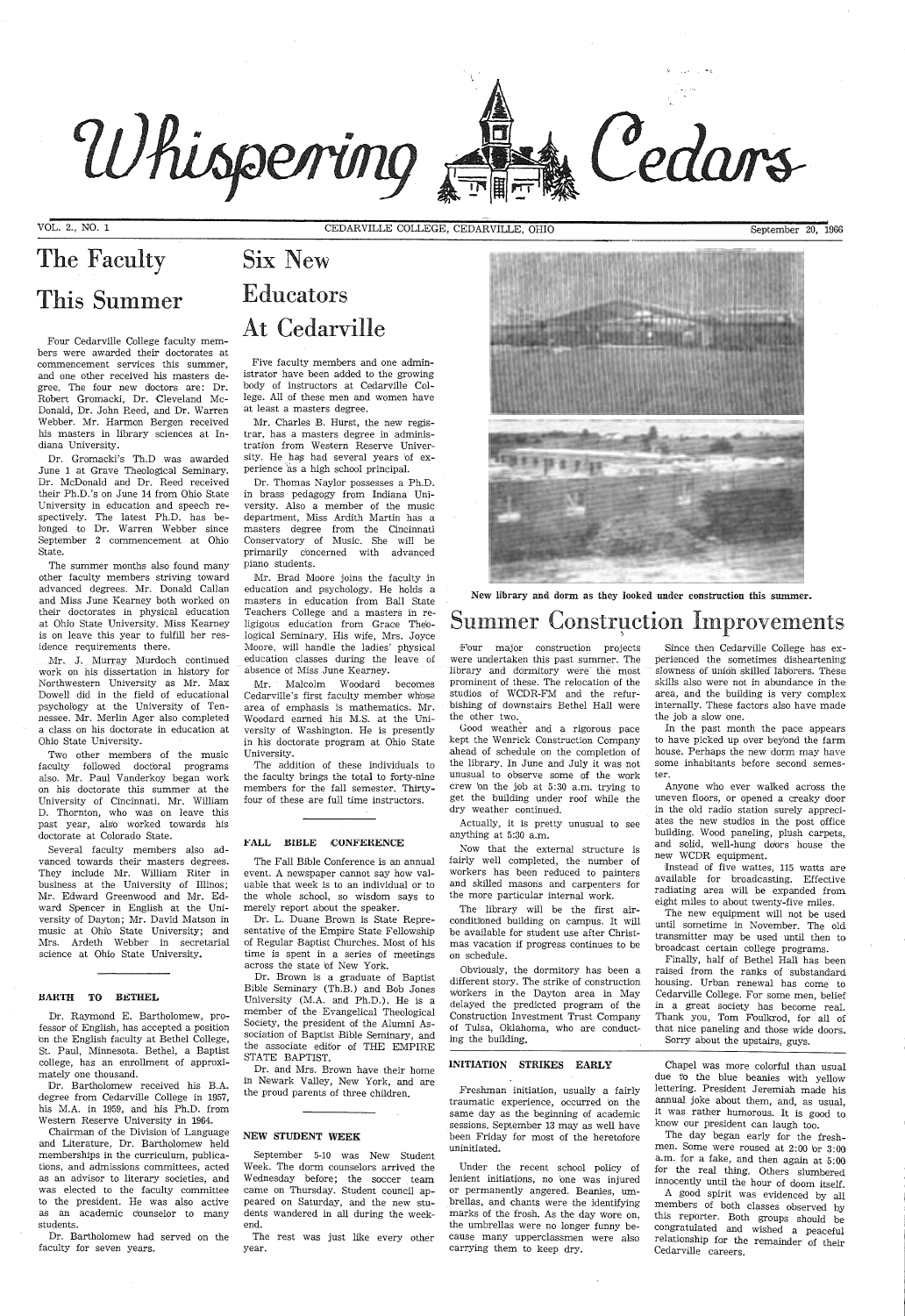# Whispering Cedars

VOL. 2., NO. 1 — CEDARVILLE COLLEGE, CEDARVILLE, OHIO — September 20, 1966

## The Faculty This Summer

Four Cedarville College faculty members were awarded their doctorates at commencement services this summer, and one other received his masters degree. The four new doctors are: Dr. Robert Gromacki, Dr. Cleveland McDonald, Dr. John Reed, and Dr. Warren Webber. Mr. Harmon Bergen received his masters in library sciences at Indiana University.

Dr. Gromacki's Th.D was awarded June 1 at Grave Theological Seminary. Dr. McDonald and Dr. Reed received their Ph.D.'s on June 14 from Ohio State University in education and speech respectively. The latest Ph.D. has belonged to Dr. Warren Webber since September 2 commencement at Ohio State.

The summer months also found many other faculty members striving toward advanced degrees. Mr. Donald Callan and Miss June Kearney both worked on their doctorates in physical education at Ohio State University. Miss Kearney is on leave this year to fulfill her residence requirements there.

Mr. J. Murray Murdoch continued work on his dissertation in history for Northwestern University as Mr. Max Dowell did in the field of educational psychology at the University of Tennessee. Mr. Merlin Ager also completed a class on his doctorate in education at Ohio State University.

Two other members of the music faculty followed doctoral programs also. Mr. Paul Vanderkoy began work on his doctorate this summer at the University of Cincinnati. Mr. William D. Thornton, who was on leave this past year, also worked towards his doctorate at Colorado State.

Several faculty members also advanced towards their masters degrees. They include Mr. William Riter in business at the University of Illinois; Mr. Edward Greenwood and Mr. Edward Spencer in English at the University of Dayton; Mr. David Matson in music at Ohio State University; and Mrs. Ardeth Webber in secretarial science at Ohio State University.

### BARTH TO BETHEL

Dr. Raymond E. Bartholomew, professor of English, has accepted a position on the English faculty at Bethel College, St. Paul, Minnesota. Bethel, a Baptist college, has an enrollment of approximately one thousand.

Dr. Bartholomew received his B.A. degree from Cedarville College in 1957, his M.A. in 1959, and his Ph.D. from Western Reserve University in 1964.

Chairman of the Division of Language and Literature, Dr. Bartholomew held memberships in the curriculum, publications, and admissions committees, acted as an advisor to literary societies, and was elected to the faculty committee to the president. He was also active as an academic counselor to many students.

Dr. Bartholomew had served on the faculty for seven years.

## Six New Educators At Cedarville

Five faculty members and one administrator have been added to the growing body of instructors at Cedarville College. All of these men and women have at least a masters degree.

Mr. Charles B. Hurst, the new registrar, has a masters degree in administration from Western Reserve University. He has had several years of experience as a high school principal.

Dr. Thomas Naylor possesses a Ph.D. in brass pedagogy from Indiana University. Also a member of the music department, Miss Ardith Martin has a masters degree from the Cincinnati Conservatory of Music. She will be primarily concerned with advanced piano students.

Mr. Brad Moore joins the faculty in education and psychology. He holds a masters in education from Ball State Teachers College and a masters in religious education from Grace Theological Seminary. His wife, Mrs. Joyce Moore, will handle the ladies' physical education classes during the leave of absence of Miss June Kearney.

Mr. Malcolm Woodard becomes Cedarville's first faculty member whose area of emphasis is mathematics. Mr. Woodard earned his M.S. at the University of Washington. He is presently in his doctorate program at Ohio State University.

The addition of these individuals to the faculty brings the total to forty-nine members for the fall semester. Thirty-four of these are full time instructors.

### FALL BIBLE CONFERENCE

The Fall Bible Conference is an annual event. A newspaper cannot say how valuable that week is to an individual or to the whole school, so wisdom says to merely report about the speaker.

Dr. L. Duane Brown is State Representative of the Empire State Fellowship of Regular Baptist Churches. Most of his time is spent in a series of meetings across the state of New York.

Dr. Brown is a graduate of Baptist Bible Seminary (Th.B.) and Bob Jones University (M.A. and Ph.D.). He is a member of the Evangelical Theological Society, the president of the Alumni Association of Baptist Bible Seminary, and the associate editor of THE EMPIRE STATE BAPTIST.

Dr. and Mrs. Brown have their home in Newark Valley, New York, and are the proud parents of three children.

### NEW STUDENT WEEK

September 5-10 was New Student Week. The dorm counselors arrived the Wednesday before; the soccer team came on Thursday. Student council appeared on Saturday, and the new students wandered in all during the weekend.

The rest was just like every other year.

New library and dorm as they looked under construction this summer.

## Summer Construction Improvements

Four major construction projects were undertaken this past summer. The library and dormitory were the most prominent of these. The relocation of the studios of WCDR-FM and the refurbishing of downstairs Bethel Hall were the other two.

Good weather and a rigorous pace kept the Wenrick Construction Company ahead of schedule on the completion of the library. In June and July it was not unusual to observe some of the work crew on the job at 5:30 a.m. trying to get the building under roof while the dry weather continued.

Actually, it is pretty unusual to see anything at 5:30 a.m.

Now that the external structure is fairly well completed, the number of workers has been reduced to painters and skilled masons and carpenters for the more particular internal work.

The library will be the first air-conditioned building on campus. It will be available for student use after Christmas vacation if progress continues to be on schedule.

Obviously, the dormitory has been a different story. The strike of construction workers in the Dayton area in May delayed the predicted program of the Construction Investment Trust Company of Tulsa, Oklahoma, who are conducting the building.

Since then Cedarville College has experienced the sometimes disheartening slowness of union skilled laborers. These skills also were not in abundance in the area, and the building is very complex internally. These factors also have made the job a slow one.

In the past month the pace appears to have picked up over beyond the farm house. Perhaps the new dorm may have some inhabitants before second semester.

Anyone who ever walked across the uneven floors, or opened a creaky door in the old radio station surely appreciates the new studios in the post office building. Wood paneling, plush carpets, and solid, well-hung doors house the new WCDR equipment.

Instead of five wattes, 115 watts are available for broadcasting. Effective radiating area will be expanded from eight miles to about twenty-five miles.

The new equipment will not be used until sometime in November. The old transmitter may be used until then to broadcast certain college programs.

Finally, half of Bethel Hall has been raised from the ranks of substandard housing. Urban renewal has come to Cedarville College. For some men, belief in a great society has become real. Thank you, Tom Foulkrod, for all of that nice paneling and those wide doors.

Sorry about the upstairs, guys.

### INITIATION STRIKES EARLY

Freshman initiation, usually a fairly traumatic experience, occurred on the same day as the beginning of academic sessions. September 13 may as well have been Friday for most of the heretofore uninitiated.

Under the recent school policy of lenient initiations, no one was injured or permanently angered. Beanies, umbrellas, and chants were the identifying marks of the frosh. As the day wore on, the umbrellas were no longer funny because many upperclassmen were also carrying them to keep dry.

Chapel was more colorful than usual due to the blue beanies with yellow lettering. President Jeremiah made his annual joke about them, and, as usual, it was rather humorous. It is good to know our president can laugh too.

The day began early for the freshmen. Some were roused at 2:00 or 3:00 a.m. for a fake, and then again at 5:00 for the real thing. Others slumbered innocently until the hour of doom itself.

A good spirit was evidenced by all members of both classes observed by this reporter. Both groups should be congratulated and wished a peaceful relationship for the remainder of their Cedarville careers.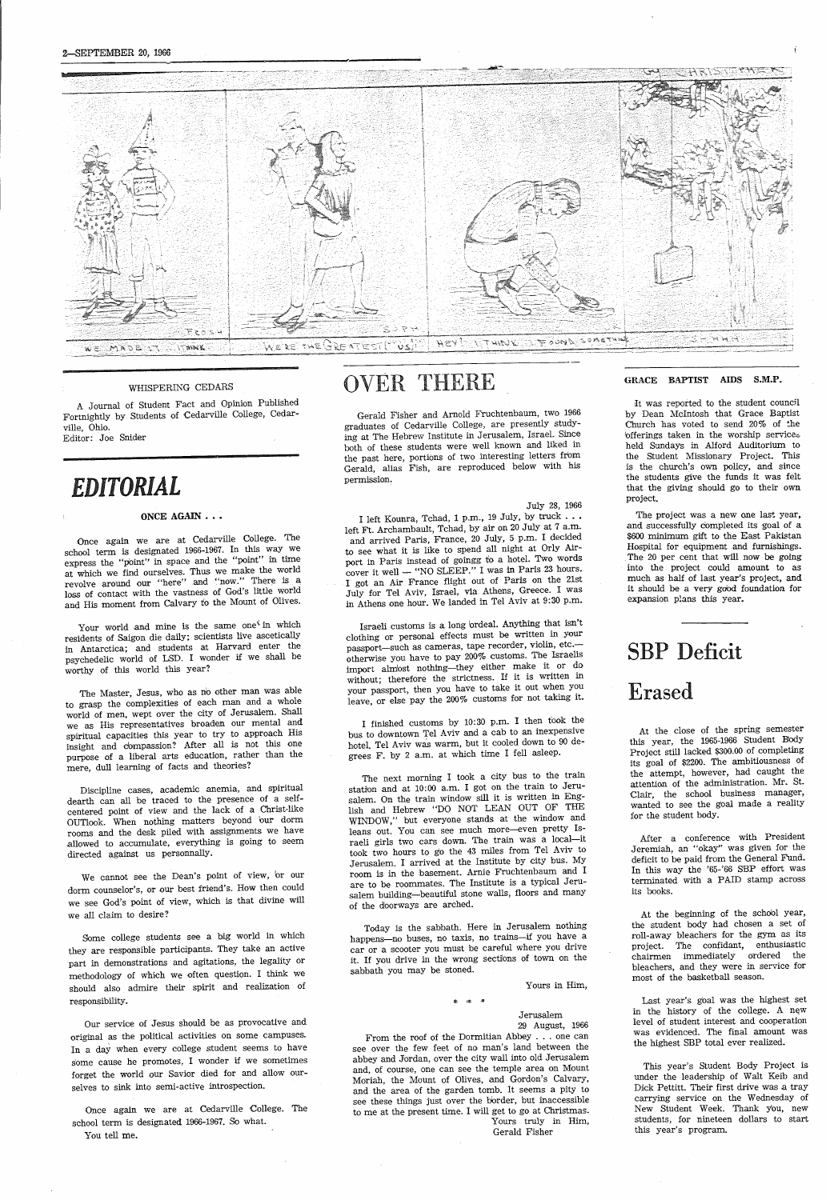WHISPERING CEDARS

A Journal of Student Fact and Opinion Published Fortnightly by Students of Cedarville College, Cedarville, Ohio.
Editor: Joe Snider

# EDITORIAL

### ONCE AGAIN . . .

Once again we are at Cedarville College. The school term is designated 1966-1967. In this way we express the "point" in space and the "point" in time at which we find ourselves. Thus we make the world revolve around our "here" and "now." There is a loss of contact with the vastness of God's little world and His moment from Calvary to the Mount of Olives.

Your world and mine is the same one in which residents of Saigon die daily; scientists live ascetically in Antarctica; and students at Harvard enter the psychedelic world of LSD. I wonder if we shall be worthy of this world this year?

The Master, Jesus, who as no other man was able to grasp the complexities of each man and a whole world of men, wept over the city of Jerusalem. Shall we as His representatives broaden our mental and spiritual capacities this year to try to approach His insight and compassion? After all is not this one purpose of a liberal arts education, rather than the mere, dull learning of facts and theories?

Discipline cases, academic anemia, and spiritual dearth can all be traced to the presence of a self-centered point of view and the lack of a Christ-like OUTlook. When nothing matters beyond our dorm rooms and the desk piled with assignments we have allowed to accumulate, everything is going to seem directed against us personnally.

We cannot see the Dean's point of view, or our dorm counselor's, or our best friend's. How then could we see God's point of view, which is that divine will we all claim to desire?

Some college students see a big world in which they are responsible participants. They take an active part in demonstrations and agitations, the legality or methodology of which we often question. I think we should also admire their spirit and realization of responsibility.

Our service of Jesus should be as provocative and original as the political activities on some campuses. In a day when every college student seems to have some cause he promotes, I wonder if we sometimes forget the world our Savior died for and allow ourselves to sink into semi-active introspection.

Once again we are at Cedarville College. The school term is designated 1966-1967. So what.

You tell me.

# OVER THERE

Gerald Fisher and Arnold Fruchtenbaum, two 1966 graduates of Cedarville College, are presently studying at The Hebrew Institute in Jerusalem, Israel. Since both of these students were well known and liked in the past here, portions of two interesting letters from Gerald, alias Fish, are reproduced below with his permission.

July 28, 1966

I left Kounra, Tchad, 1 p.m., 19 July, by truck . . . left Ft. Archambault, Tchad, by air on 20 July at 7 a.m. and arrived Paris, France, 20 July, 5 p.m. I decided to see what it is like to spend all night at Orly Airport in Paris instead of goingg to a hotel. Two words cover it well — "NO SLEEP." I was in Paris 23 hours. I got an Air France flight out of Paris on the 21st July for Tel Aviv, Israel, via Athens, Greece. I was in Athens one hour. We landed in Tel Aviv at 9:30 p.m.

Israeli customs is a long ordeal. Anything that isn't clothing or personal effects must be written in your passport—such as cameras, tape recorder, violin, etc.—otherwise you have to pay 200% customs. The Israelis import almost nothing—they either make it or do without; therefore the strictness. If it is written in your passport, then you have to take it out when you leave, or else pay the 200% customs for not taking it.

I finished customs by 10:30 p.m. I then took the bus to downtown Tel Aviv and a cab to an inexpensive hotel. Tel Aviv was warm, but it cooled down to 90 degrees F. by 2 a.m. at which time I fell asleep.

The next morning I took a city bus to the train station and at 10:00 a.m. I got on the train to Jerusalem. On the train window still it is written in English and Hebrew "DO NOT LEAN OUT OF THE WINDOW," but everyone stands at the window and leans out. You can see much more—even pretty Israeli girls two cars down. The train was a local—it took two hours to go the 43 miles from Tel Aviv to Jerusalem. I arrived at the Institute by city bus. My room is in the basement. Arnie Fruchtenbaum and I are to be roommates. The Institute is a typical Jerusalem building—beautiful stone walls, floors and many of the doorways are arched.

Today is the sabbath. Here in Jerusalem nothing happens—no buses, no taxis, no trains—if you have a car or a scooter you must be careful where you drive it. If you drive in the wrong sections of town on the sabbath you may be stoned.

Yours in Him,

\* \* \*

Jerusalem
29 August, 1966

From the roof of the Dormitian Abbey . . . one can see over the few feet of no man's land between the abbey and Jordan, over the city wall into old Jerusalem and, of course, one can see the temple area on Mount Moriah, the Mount of Olives, and Gordon's Calvary, and the area of the garden tomb. It seems a pity to see these things just over the border, but inaccessible to me at the present time. I will get to go at Christmas.

Yours truly in Him,
Gerald Fisher

### GRACE BAPTIST AIDS S.M.P.

It was reported to the student council by Dean McIntosh that Grace Baptist Church has voted to send 20% of the offerings taken in the worship services held Sundays in Alford Auditorium to the Student Missionary Project. This is the church's own policy, and since the students give the funds it was felt that the giving should go to their own project.

The project was a new one last year, and successfully completed its goal of a $600 minimum gift to the East Pakistan Hospital for equipment and furnishings. The 20 per cent that will now be going into the project could amount to as much as half of last year's project, and it should be a very good foundation for expansion plans this year.

# SBP Deficit Erased

At the close of the spring semester this year, the 1965-1966 Student Body Project still lacked $300.00 of completing its goal of $2200. The ambitiousness of the attempt, however, had caught the attention of the administration. Mr. St. Clair, the school business manager, wanted to see the goal made a reality for the student body.

After a conference with President Jeremiah, an "okay" was given for the deficit to be paid from the General Fund. In this way the '65-'66 SBP effort was terminated with a PAID stamp across its books.

At the beginning of the school year, the student body had chosen a set of roll-away bleachers for the gym as its project. The confident, enthusiastic chairmen immediately ordered the bleachers, and they were in service for most of the basketball season.

Last year's goal was the highest set in the history of the college. A new level of student interest and cooperation was evidenced. The final amount was the highest SBP total ever realized.

This year's Student Body Project is under the leadership of Walt Keib and Dick Pettitt. Their first drive was a tray carrying service on the Wednesday of New Student Week. Thank you, new students, for nineteen dollars to start this year's program.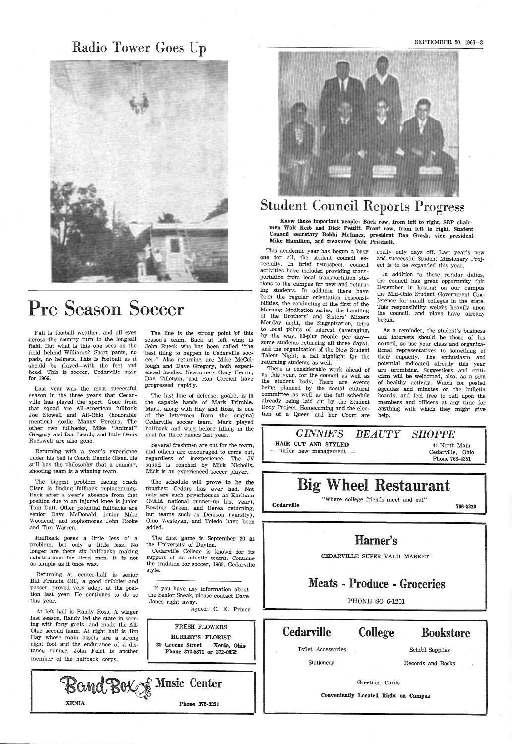# Radio Tower Goes Up

# Pre Season Soccer

Fall is football weather, and all eyes across the country turn to the longball field. But what is this one sees on the field behind Williams? Short pants, no pads, no helmets. This is football as it should be played—with the feet and head. This is soccer, Cedarville style for 1966.

Last year was the most successful season in the three years that Cedarville has played the sport. Gone from that squad are All-American fullback Joe Stowell and All-Ohio (honorable mention) goalie Manny Pereira. The other two fullbacks, Mike "Animal" Gregory and Don Leach, and little Denis Rockwell are also gone.

Returning with a year's experience under his belt is Coach Dennis Olsen. He still has the philosophy that a running, shooting team is a winning team.

The biggest problem facing coach Olsen is finding fullback replacements. Back after a year's absence from that position due to an injured knee is junior Tom Duff. Other potential fullbacks are senior Dave McDonald, junior Mike Woodend, and sophomores John Rooke and Tim Warren.

Halfback poses a little less of a problem, but only a little less. No longer are there six halfbacks making substitutions for tired men. It is not as simple as it once was.

Returning at center-half is senior Bill Francis. Bill, a good dribbler and passer, proved very adept at the position last year. He continues to do so this year.

At left half is Randy Ross. A winger last season, Randy led the state in scoring with forty goals, and made the All-Ohio second team. At right half is Jim Hay whose main assets are a strong right foot and the endurance of a distance runner. John Felci is another member of the halfback corps.

The line is the strong point of this season's team. Back at left wing is John Rueck who has been called "the best thing to happen to Cedarville soccer." Also returning are Mike McCullough and Dave Gregory, both experienced insides. Newcomers Gary Herrin, Dan Tillotson, and Ron Corriell have progressed rapidly.

The last line of defense, goalie, is in the capable hands of Mark Trimble. Mark, along with Hay and Ross, is one of the lettermen from the original Cedarville soccer team. Mark played halfback and wing before filling in the goal for three games last year.

Several freshmen are out for the team, and others are encouraged to come out, regardless of inexperience. The JV squad is coached by Mick Nicholls. Mick is an experienced soccer player.

The schedule will prove to be the roughest Cedars has ever had. Not only are such powerhouses as Earlham (NAIA national runner-up last year), Bowling Green, and Berea returning, but teams such as Denison (varsity), Ohio Wesleyan, and Toledo have been added.

The first game is September 20 at the University of Dayton.

Cedarville College is known for its support of its athletic teams. Continue the tradition for soccer, 1966, Cedarville style.

---

If you have any information about the Senior Sneak, please contact Dave Jones right away.

signed: C. E. Prince

---

FRESH FLOWERS
**HURLEY'S FLORIST**
**39 Greene Street Xenia, Ohio**
**Phone 372-8871 or 372-0852**

---

**BandBox Music Center**
**XENIA** **Phone 372-3331**

---

# Student Council Reports Progress

**Know these important people: Back row, from left to right, SBP chairmen Walt Keib and Dick Pettitt. Front row, from left to right, Student Council secretary Bobbi McInnes, president Ron Grosh, vice president Mike Hamilton, and treasurer Dale Pritchett.**

This academic year has begun a busy one for all, the student council especially. In brief retrospect, council activities have included providing transportation from local transportation stations to the campus for new and returning students. In addition there have been the regular orientation responsibilities, the conducting of the first of the Morning Meditation series, the handling of the Brothers' and Sisters' Mixers Monday night, the Singspiration, trips to local points of interest (averaging, by the way, 80-plus people per day—some students returning all three days), and the organization of the New Student Talent Night, a fall highlight for the returning students as well.

There is considerable work ahead of us this year, for the council as well as the student body. There are events being planned by the social cultural committee as well as the full schedule already being laid out by the Student Body Project. Homecoming and the election of a Queen and her Court are really only days off. Last year's new and successful Student Missionary Project is to be expanded this year.

In addition to these regular duties, the council has great opportunity this December in hosting on our campus the Mid-Ohio Student Government Conference for small colleges in the state. This responsibility weighs heavily upon the council, and plans have already begun.

As a reminder, the student's business and interests should be those of his council, so use your class and organizational representatives to something of their capacity. The enthusiasm and potential indicated already this year are promising. Suggestions and criticism will be welcomed, also, as a sign of healthy activity. Watch for posted agendas and minutes on the bulletin boards, and feel free to call upon the members and officers at any time for anything with which they might give help.

---

*GINNIE'S BEAUTY SHOPPE*
**HAIR CUT AND STYLED** — under new management —
41 North Main, Cedarville, Ohio, Phone 766-4351

---

## Big Wheel Restaurant

"Where college friends meet and eat"
Cedarville 766-5220

---

## Harner's

CEDARVILLE SUPER VALU MARKET

## Meats - Produce - Groceries

PHONE SO 6-1201

---

## Cedarville College Bookstore

Toilet Accessories — School Supplies
Stationery — Records and Books
Greeting Cards

**Conveniently Located Right on Campus**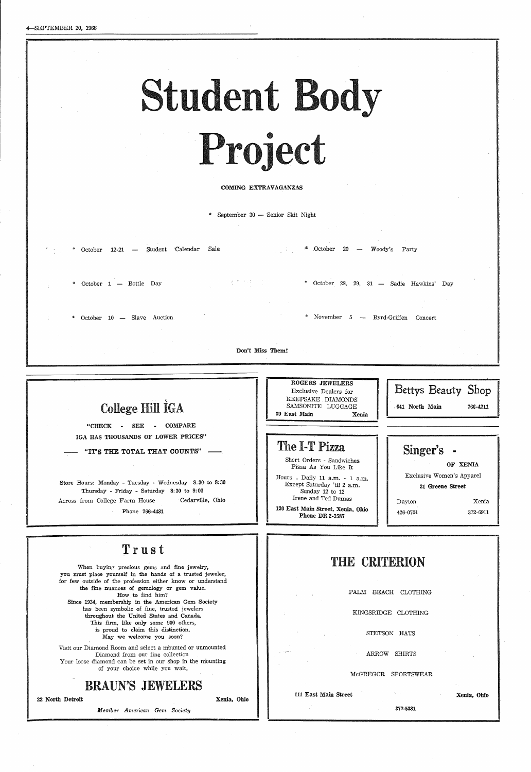# Student Body Project

**COMING EXTRAVAGANZAS**

* September 30 — Senior Skit Night
* October 12-21 — Student Calendar Sale
* October 1 — Bottle Day
* October 10 — Slave Auction
* October 20 — Woody's Party
* October 28, 29, 31 — Sadie Hawkins' Day
* November 5 — Byrd-Griffen Concert

**Don't Miss Them!**

---

## College Hill IGA

"CHECK - SEE - COMPARE

IGA HAS THOUSANDS OF LOWER PRICES"

— "IT'S THE TOTAL THAT COUNTS" —

Store Hours: Monday - Tuesday - Wednesday 8:30 to 8:30
Thursday - Friday - Saturday 8:30 to 9:00

Across from College Farm House Cedarville, Ohio

Phone 766-4481

---

ROGERS JEWELERS
Exclusive Dealers for
KEEPSAKE DIAMONDS
SAMSONITE LUGGAGE
**39 East Main** **Xenia**

---

## Bettys Beauty Shop

**641 North Main** **766-4211**

---

## The I-T Pizza

Short Orders - Sandwiches
Pizza As You Like It

Hours - Daily 11 a.m. - 1 a.m.
Except Saturday 'til 2 a.m.
Sunday 12 to 12
Irene and Ted Dumas

**130 East Main Street, Xenia, Ohio**
**Phone DR 2-3587**

---

## Singer's - OF XENIA

Exclusive Women's Apparel

**31 Greene Street**

Dayton 426-0701 Xenia 372-6911

---

## Trust

When buying precious gems and fine jewelry,
you must place yourself in the hands of a trusted jeweler,
for few outside of the profession either know or understand
the fine nuances of gemology or gem value.
How to find him?
Since 1934, membership in the American Gem Society
has been symbolic of fine, trusted jewelers
throughout the United States and Canada.
This firm, like only some 900 others,
is proud to claim this distinction.
May we welcome you soon?

Visit our Diamond Room and select a mounted or unmounted
Diamond from our fine collection
Your loose diamond can be set in our shop in the mounting
of your choice while you wait.

## BRAUN'S JEWELERS

**22 North Detroit** **Xenia, Ohio**

*Member American Gem Society*

---

## THE CRITERION

PALM BEACH CLOTHING

KINGSRIDGE CLOTHING

STETSON HATS

ARROW SHIRTS

McGREGOR SPORTSWEAR

**111 East Main Street** **Xenia, Ohio**

372-5381